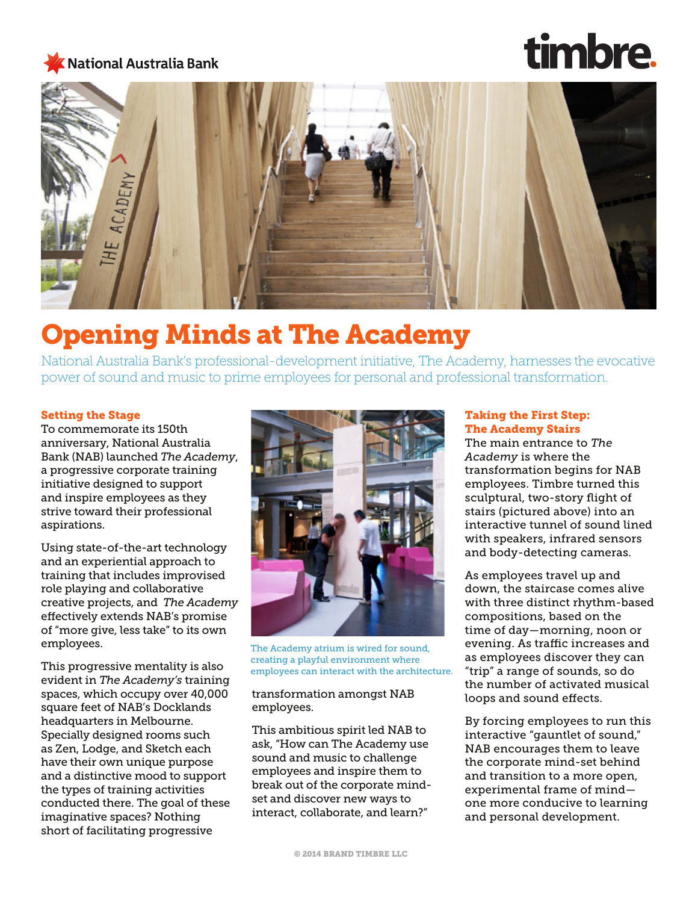National Australia Bank

timbre.

# Opening Minds at The Academy

National Australia Bank's professional-development initiative, The Academy, harnesses the evocative power of sound and music to prime employees for personal and professional transformation.

## Setting the Stage

To commemorate its 150th anniversary, National Australia Bank (NAB) launched *The Academy*, a progressive corporate training initiative designed to support and inspire employees as they strive toward their professional aspirations.

Using state-of-the-art technology and an experiential approach to training that includes improvised role playing and collaborative creative projects, and *The Academy* effectively extends NAB's promise of "more give, less take" to its own employees.

This progressive mentality is also evident in *The Academy's* training spaces, which occupy over 40,000 square feet of NAB's Docklands headquarters in Melbourne. Specially designed rooms such as Zen, Lodge, and Sketch each have their own unique purpose and a distinctive mood to support the types of training activities conducted there. The goal of these imaginative spaces? Nothing short of facilitating progressive transformation amongst NAB employees.

The Academy atrium is wired for sound, creating a playful environment where employees can interact with the architecture.

This ambitious spirit led NAB to ask, "How can The Academy use sound and music to challenge employees and inspire them to break out of the corporate mind-set and discover new ways to interact, collaborate, and learn?"

## Taking the First Step: The Academy Stairs

The main entrance to *The Academy* is where the transformation begins for NAB employees. Timbre turned this sculptural, two-story flight of stairs (pictured above) into an interactive tunnel of sound lined with speakers, infrared sensors and body-detecting cameras.

As employees travel up and down, the staircase comes alive with three distinct rhythm-based compositions, based on the time of day—morning, noon or evening. As traffic increases and as employees discover they can "trip" a range of sounds, so do the number of activated musical loops and sound effects.

By forcing employees to run this interactive "gauntlet of sound," NAB encourages them to leave the corporate mind-set behind and transition to a more open, experimental frame of mind—one more conducive to learning and personal development.

© 2014 BRAND TIMBRE LLC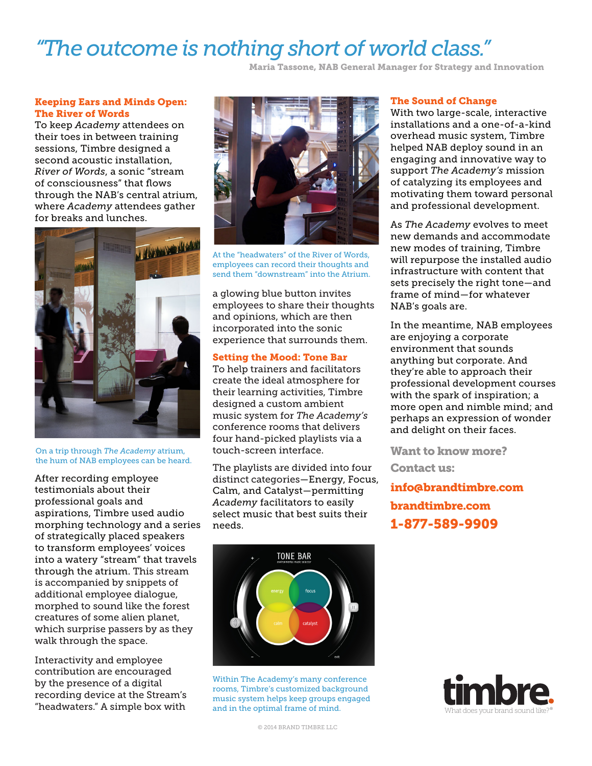# *"The outcome is nothing short of world class."*

**Maria Tassone, NAB General Manager for Strategy and Innovation**

## Keeping Ears and Minds Open: The River of Words

To keep *Academy* attendees on their toes in between training sessions, Timbre designed a second acoustic installation, *River of Words*, a sonic "stream of consciousness" that flows through the NAB's central atrium, where *Academy* attendees gather for breaks and lunches.

On a trip through *The Academy* atrium, the hum of NAB employees can be heard.

After recording employee testimonials about their professional goals and aspirations, Timbre used audio morphing technology and a series of strategically placed speakers to transform employees' voices into a watery "stream" that travels through the atrium. This stream is accompanied by snippets of additional employee dialogue, morphed to sound like the forest creatures of some alien planet, which surprise passers by as they walk through the space.

Interactivity and employee contribution are encouraged by the presence of a digital recording device at the Stream's "headwaters." A simple box with a glowing blue button invites employees to share their thoughts and opinions, which are then incorporated into the sonic experience that surrounds them.

At the "headwaters" of the River of Words, employees can record their thoughts and send them "downstream" into the Atrium.

## Setting the Mood: Tone Bar

To help trainers and facilitators create the ideal atmosphere for their learning activities, Timbre designed a custom ambient music system for *The Academy's* conference rooms that delivers four hand-picked playlists via a touch-screen interface.

The playlists are divided into four distinct categories—Energy, Focus, Calm, and Catalyst—permitting *Academy* facilitators to easily select music that best suits their needs.

TONE BAR
environmental music selector
energy
focus
calm
catalyst
exit

Within The Academy's many conference rooms, Timbre's customized background music system helps keep groups engaged and in the optimal frame of mind.

## The Sound of Change

With two large-scale, interactive installations and a one-of-a-kind overhead music system, Timbre helped NAB deploy sound in an engaging and innovative way to support *The Academy's* mission of catalyzing its employees and motivating them toward personal and professional development.

As *The Academy* evolves to meet new demands and accommodate new modes of training, Timbre will repurpose the installed audio infrastructure with content that sets precisely the right tone—and frame of mind—for whatever NAB's goals are.

In the meantime, NAB employees are enjoying a corporate environment that sounds anything but corporate. And they're able to approach their professional development courses with the spark of inspiration; a more open and nimble mind; and perhaps an expression of wonder and delight on their faces.

**Want to know more?**

**Contact us:**

**info@brandtimbre.com**

**brandtimbre.com**

**1-877-589-9909**

timbre. What does your brand sound like?®

© 2014 BRAND TIMBRE LLC